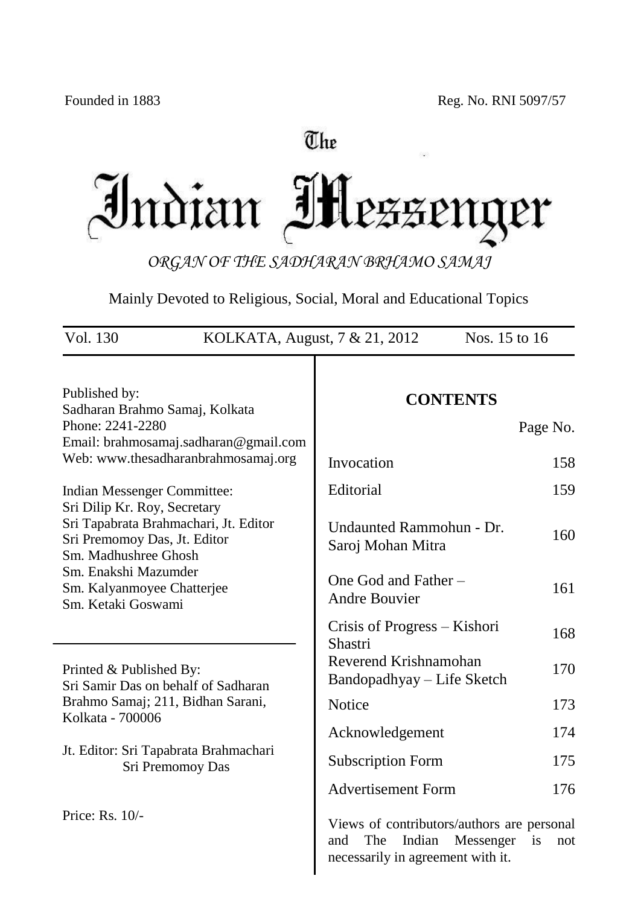Founded in 1883 Reg. No. RNI 5097/57

# The Indian Messenger

*ORGAN OF THE SADHARAN BRHAMO SAMAJ*

Mainly Devoted to Religious, Social, Moral and Educational Topics

Vol. 130 KOLKATA, August, 7 & 21, 2012 Nos. 15 to 16

Published by:
Sadharan Brahmo Samaj, Kolkata
Phone: 2241-2280
Email: brahmosamaj.sadharan@gmail.com
Web: www.thesadharanbrahmosamaj.org

Indian Messenger Committee:
Sri Dilip Kr. Roy, Secretary
Sri Tapabrata Brahmachari, Jt. Editor
Sri Premomoy Das, Jt. Editor
Sm. Madhushree Ghosh
Sm. Enakshi Mazumder
Sm. Kalyanmoyee Chatterjee
Sm. Ketaki Goswami

Printed & Published By:
Sri Samir Das on behalf of Sadharan Brahmo Samaj; 211, Bidhan Sarani, Kolkata - 700006

Jt. Editor: Sri Tapabrata Brahmachari
Sri Premomoy Das

Price: Rs. 10/-

## CONTENTS

| | Page No. |
|---|---|
| Invocation | 158 |
| Editorial | 159 |
| Undaunted Rammohun - Dr. Saroj Mohan Mitra | 160 |
| One God and Father – Andre Bouvier | 161 |
| Crisis of Progress – Kishori Shastri | 168 |
| Reverend Krishnamohan Bandopadhyay – Life Sketch | 170 |
| Notice | 173 |
| Acknowledgement | 174 |
| Subscription Form | 175 |
| Advertisement Form | 176 |

Views of contributors/authors are personal and The Indian Messenger is not necessarily in agreement with it.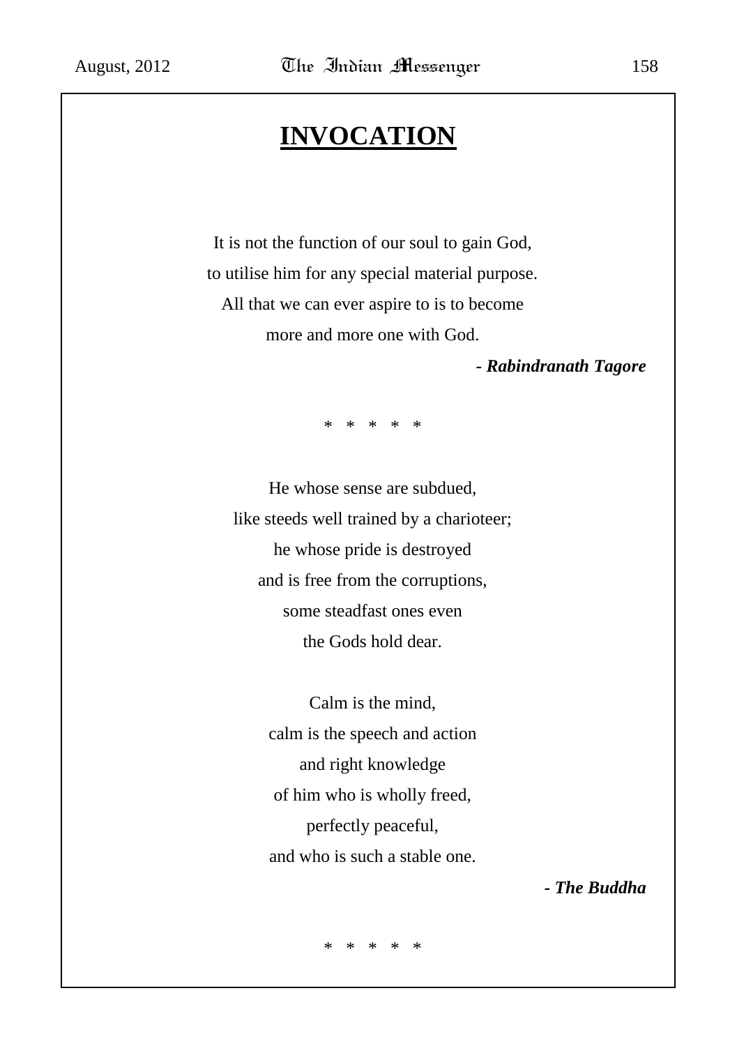# INVOCATION

It is not the function of our soul to gain God,
to utilise him for any special material purpose.
All that we can ever aspire to is to become
more and more one with God.

***- Rabindranath Tagore***

\* \* \* \* \*

He whose sense are subdued,
like steeds well trained by a charioteer;
he whose pride is destroyed
and is free from the corruptions,
some steadfast ones even
the Gods hold dear.

Calm is the mind,
calm is the speech and action
and right knowledge
of him who is wholly freed,
perfectly peaceful,
and who is such a stable one.

***- The Buddha***

\* \* \* \* \*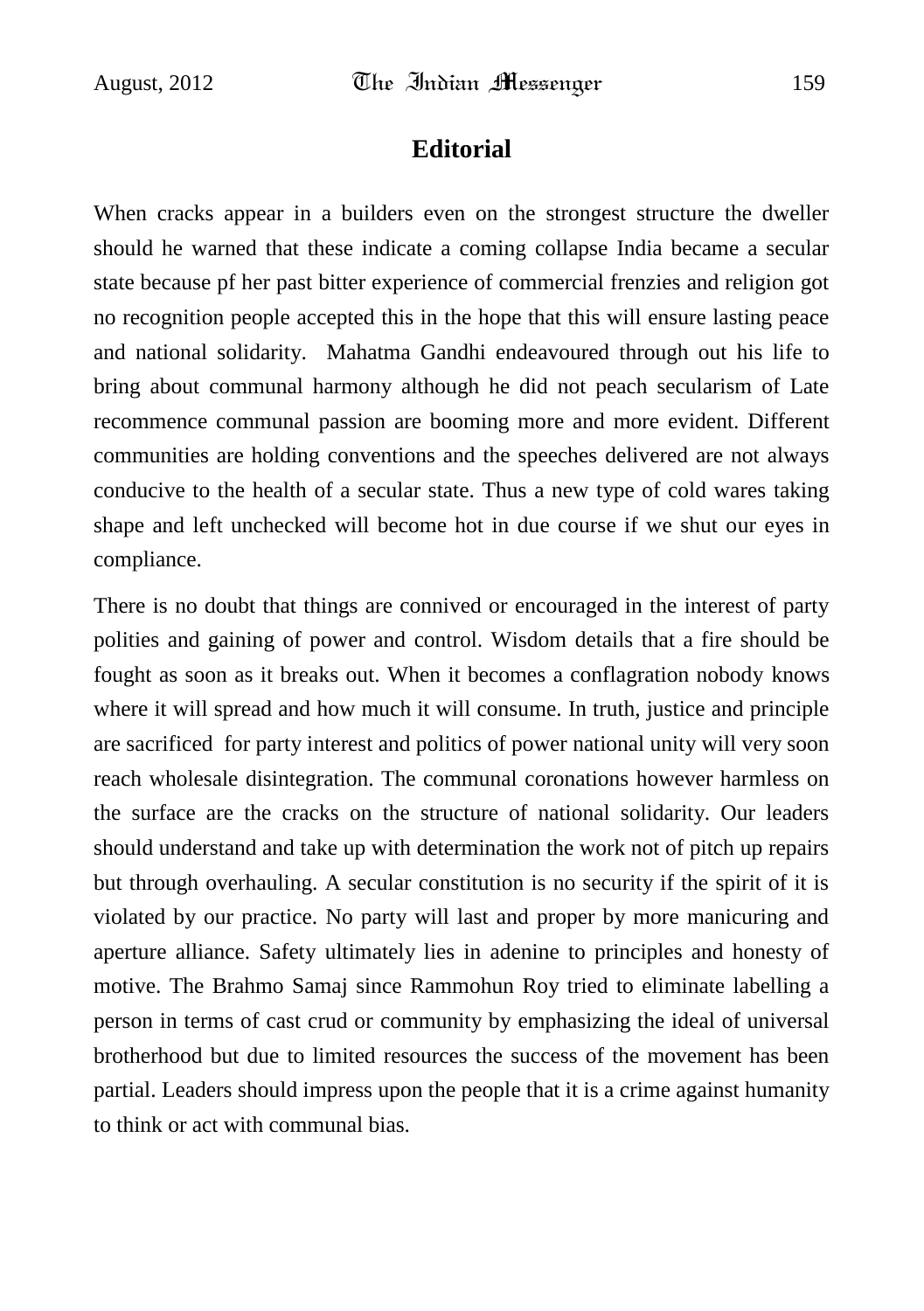# Editorial

When cracks appear in a builders even on the strongest structure the dweller should he warned that these indicate a coming collapse India became a secular state because pf her past bitter experience of commercial frenzies and religion got no recognition people accepted this in the hope that this will ensure lasting peace and national solidarity. Mahatma Gandhi endeavoured through out his life to bring about communal harmony although he did not peach secularism of Late recommence communal passion are booming more and more evident. Different communities are holding conventions and the speeches delivered are not always conducive to the health of a secular state. Thus a new type of cold wares taking shape and left unchecked will become hot in due course if we shut our eyes in compliance.

There is no doubt that things are connived or encouraged in the interest of party polities and gaining of power and control. Wisdom details that a fire should be fought as soon as it breaks out. When it becomes a conflagration nobody knows where it will spread and how much it will consume. In truth, justice and principle are sacrificed for party interest and politics of power national unity will very soon reach wholesale disintegration. The communal coronations however harmless on the surface are the cracks on the structure of national solidarity. Our leaders should understand and take up with determination the work not of pitch up repairs but through overhauling. A secular constitution is no security if the spirit of it is violated by our practice. No party will last and proper by more manicuring and aperture alliance. Safety ultimately lies in adenine to principles and honesty of motive. The Brahmo Samaj since Rammohun Roy tried to eliminate labelling a person in terms of cast crud or community by emphasizing the ideal of universal brotherhood but due to limited resources the success of the movement has been partial. Leaders should impress upon the people that it is a crime against humanity to think or act with communal bias.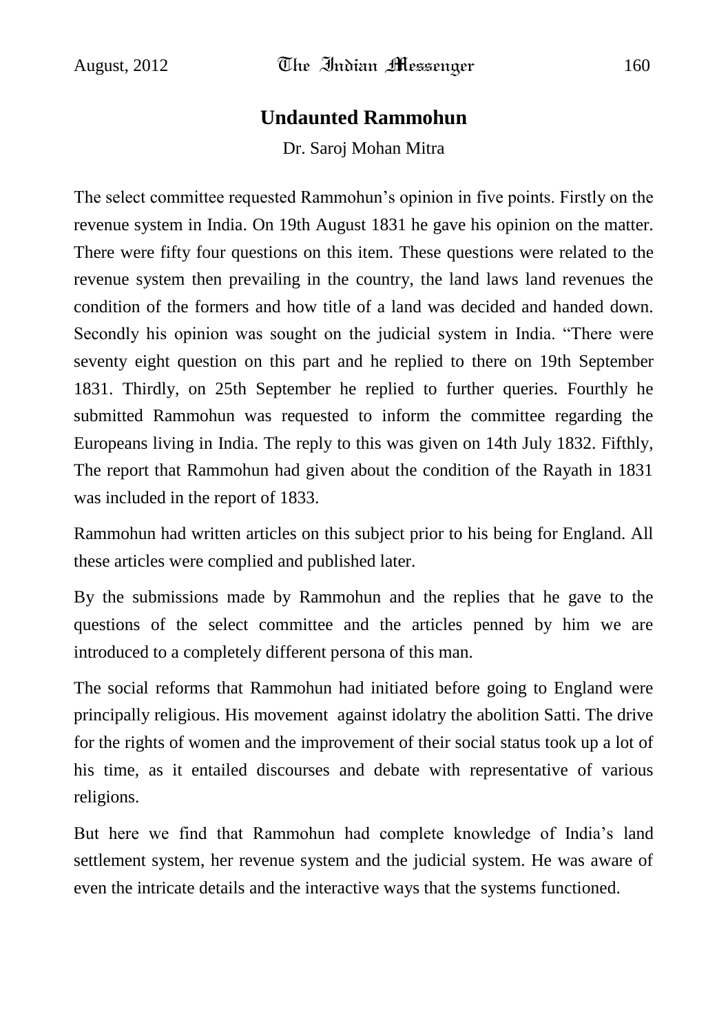## Undaunted Rammohun

Dr. Saroj Mohan Mitra

The select committee requested Rammohun's opinion in five points. Firstly on the revenue system in India. On 19th August 1831 he gave his opinion on the matter. There were fifty four questions on this item. These questions were related to the revenue system then prevailing in the country, the land laws land revenues the condition of the formers and how title of a land was decided and handed down. Secondly his opinion was sought on the judicial system in India. "There were seventy eight question on this part and he replied to there on 19th September 1831. Thirdly, on 25th September he replied to further queries. Fourthly he submitted Rammohun was requested to inform the committee regarding the Europeans living in India. The reply to this was given on 14th July 1832. Fifthly, The report that Rammohun had given about the condition of the Rayath in 1831 was included in the report of 1833.

Rammohun had written articles on this subject prior to his being for England. All these articles were complied and published later.

By the submissions made by Rammohun and the replies that he gave to the questions of the select committee and the articles penned by him we are introduced to a completely different persona of this man.

The social reforms that Rammohun had initiated before going to England were principally religious. His movement against idolatry the abolition Satti. The drive for the rights of women and the improvement of their social status took up a lot of his time, as it entailed discourses and debate with representative of various religions.

But here we find that Rammohun had complete knowledge of India's land settlement system, her revenue system and the judicial system. He was aware of even the intricate details and the interactive ways that the systems functioned.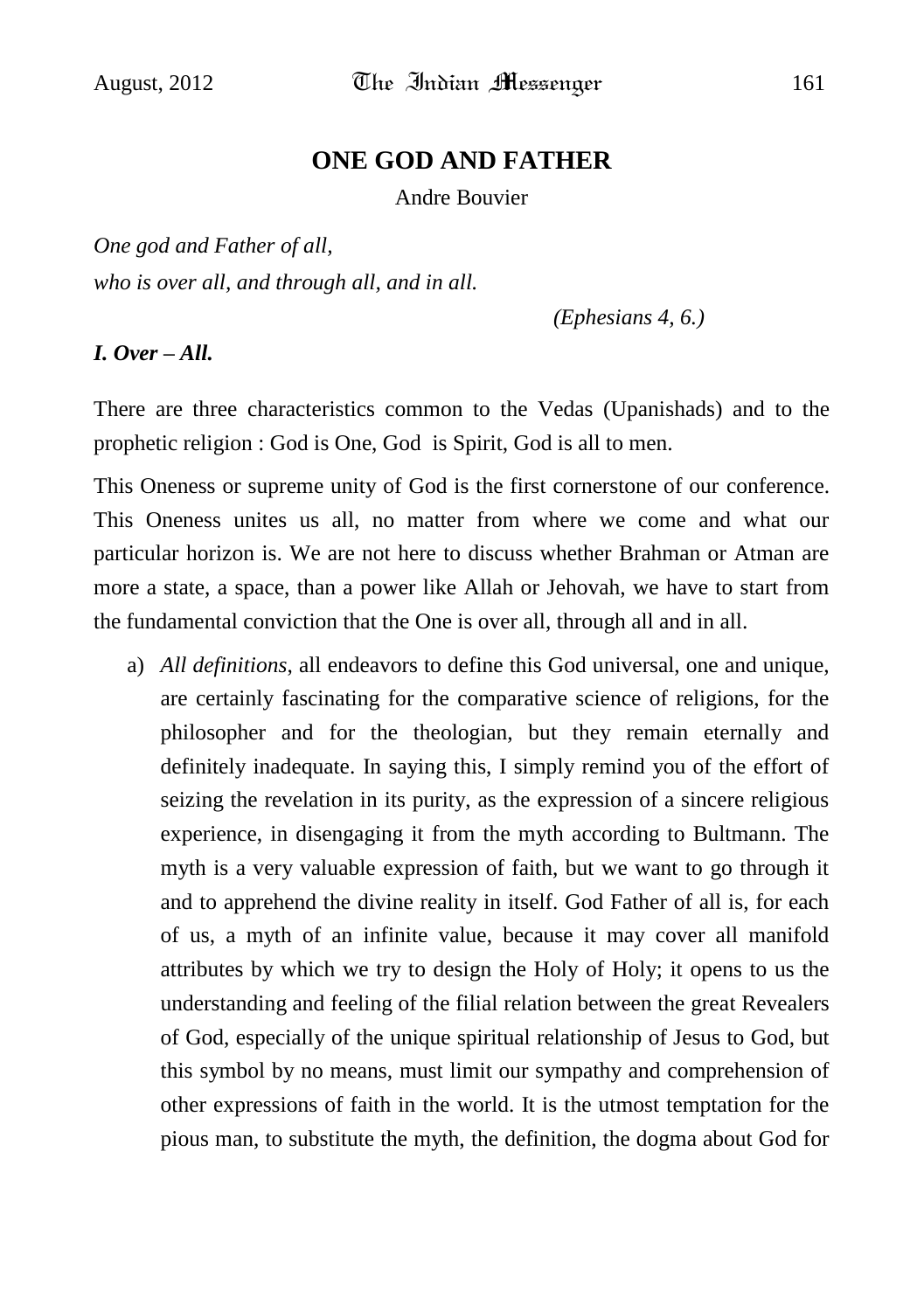## ONE GOD AND FATHER

Andre Bouvier

*One god and Father of all,*
*who is over all, and through all, and in all.*

*(Ephesians 4, 6.)*

### *I. Over – All.*

There are three characteristics common to the Vedas (Upanishads) and to the prophetic religion : God is One, God is Spirit, God is all to men.

This Oneness or supreme unity of God is the first cornerstone of our conference. This Oneness unites us all, no matter from where we come and what our particular horizon is. We are not here to discuss whether Brahman or Atman are more a state, a space, than a power like Allah or Jehovah, we have to start from the fundamental conviction that the One is over all, through all and in all.

a) *All definitions*, all endeavors to define this God universal, one and unique, are certainly fascinating for the comparative science of religions, for the philosopher and for the theologian, but they remain eternally and definitely inadequate. In saying this, I simply remind you of the effort of seizing the revelation in its purity, as the expression of a sincere religious experience, in disengaging it from the myth according to Bultmann. The myth is a very valuable expression of faith, but we want to go through it and to apprehend the divine reality in itself. God Father of all is, for each of us, a myth of an infinite value, because it may cover all manifold attributes by which we try to design the Holy of Holy; it opens to us the understanding and feeling of the filial relation between the great Revealers of God, especially of the unique spiritual relationship of Jesus to God, but this symbol by no means, must limit our sympathy and comprehension of other expressions of faith in the world. It is the utmost temptation for the pious man, to substitute the myth, the definition, the dogma about God for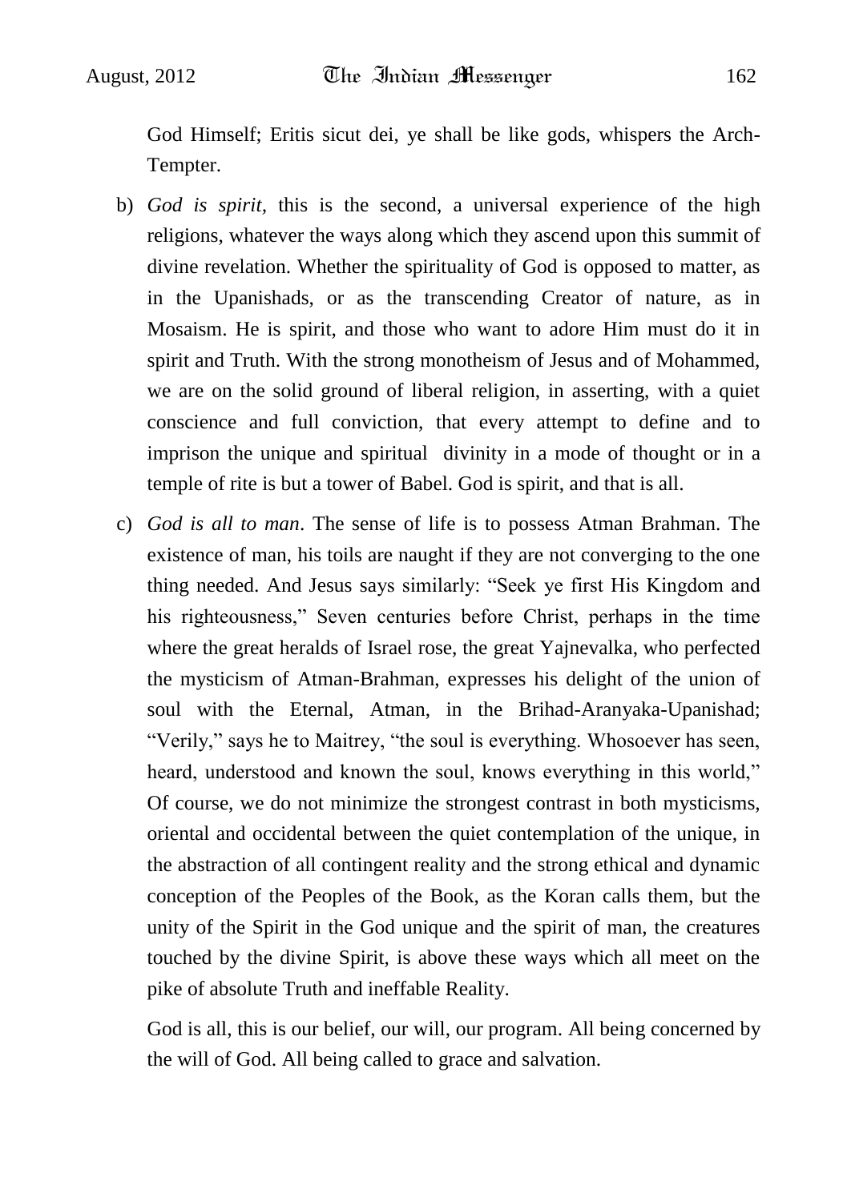God Himself; Eritis sicut dei, ye shall be like gods, whispers the Arch-Tempter.

b) *God is spirit*, this is the second, a universal experience of the high religions, whatever the ways along which they ascend upon this summit of divine revelation. Whether the spirituality of God is opposed to matter, as in the Upanishads, or as the transcending Creator of nature, as in Mosaism. He is spirit, and those who want to adore Him must do it in spirit and Truth. With the strong monotheism of Jesus and of Mohammed, we are on the solid ground of liberal religion, in asserting, with a quiet conscience and full conviction, that every attempt to define and to imprison the unique and spiritual divinity in a mode of thought or in a temple of rite is but a tower of Babel. God is spirit, and that is all.

c) *God is all to man*. The sense of life is to possess Atman Brahman. The existence of man, his toils are naught if they are not converging to the one thing needed. And Jesus says similarly: "Seek ye first His Kingdom and his righteousness," Seven centuries before Christ, perhaps in the time where the great heralds of Israel rose, the great Yajnevalka, who perfected the mysticism of Atman-Brahman, expresses his delight of the union of soul with the Eternal, Atman, in the Brihad-Aranyaka-Upanishad; "Verily," says he to Maitrey, "the soul is everything. Whosoever has seen, heard, understood and known the soul, knows everything in this world," Of course, we do not minimize the strongest contrast in both mysticisms, oriental and occidental between the quiet contemplation of the unique, in the abstraction of all contingent reality and the strong ethical and dynamic conception of the Peoples of the Book, as the Koran calls them, but the unity of the Spirit in the God unique and the spirit of man, the creatures touched by the divine Spirit, is above these ways which all meet on the pike of absolute Truth and ineffable Reality.

   God is all, this is our belief, our will, our program. All being concerned by the will of God. All being called to grace and salvation.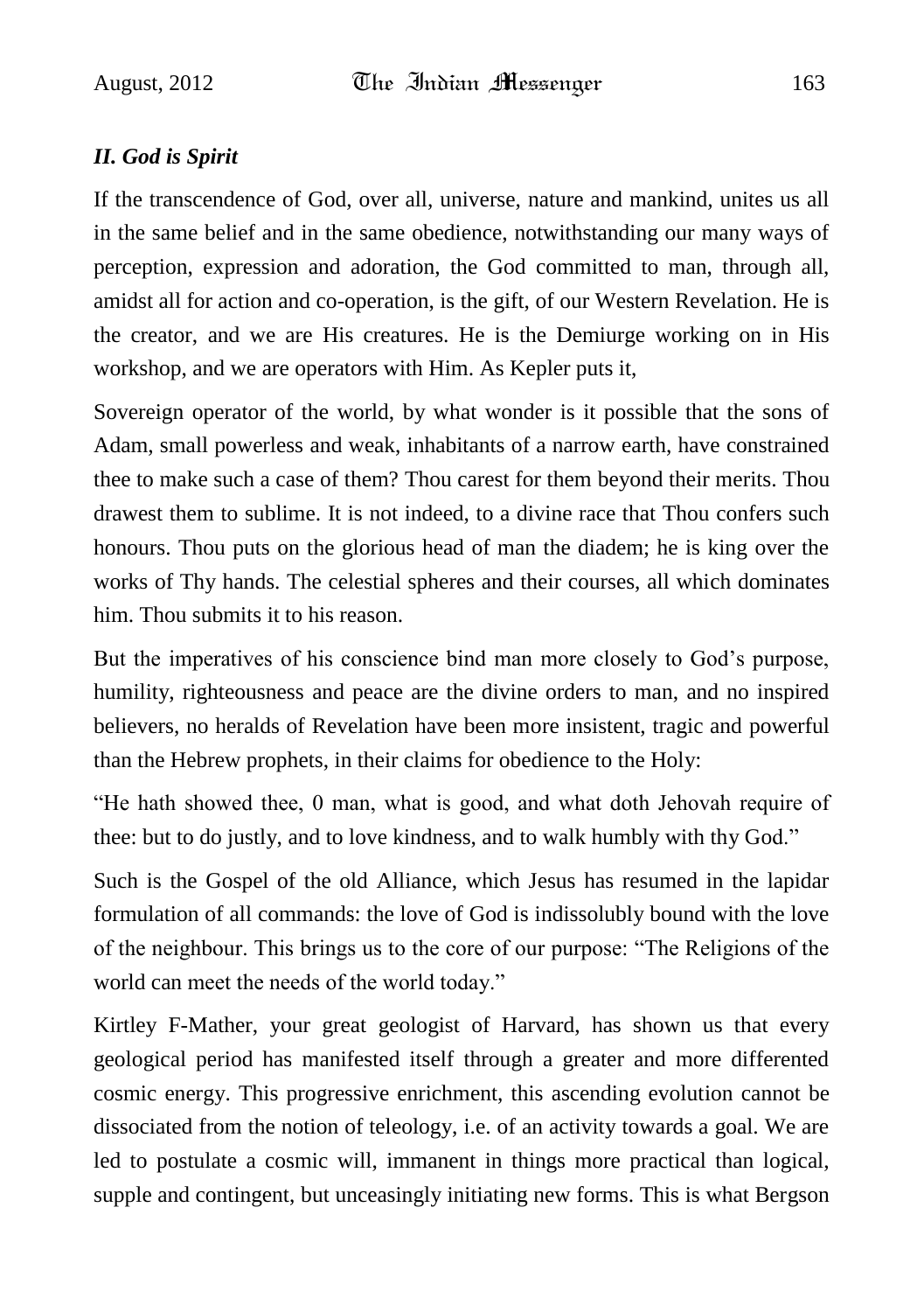### *II. God is Spirit*

If the transcendence of God, over all, universe, nature and mankind, unites us all in the same belief and in the same obedience, notwithstanding our many ways of perception, expression and adoration, the God committed to man, through all, amidst all for action and co-operation, is the gift, of our Western Revelation. He is the creator, and we are His creatures. He is the Demiurge working on in His workshop, and we are operators with Him. As Kepler puts it,

Sovereign operator of the world, by what wonder is it possible that the sons of Adam, small powerless and weak, inhabitants of a narrow earth, have constrained thee to make such a case of them? Thou carest for them beyond their merits. Thou drawest them to sublime. It is not indeed, to a divine race that Thou confers such honours. Thou puts on the glorious head of man the diadem; he is king over the works of Thy hands. The celestial spheres and their courses, all which dominates him. Thou submits it to his reason.

But the imperatives of his conscience bind man more closely to God's purpose, humility, righteousness and peace are the divine orders to man, and no inspired believers, no heralds of Revelation have been more insistent, tragic and powerful than the Hebrew prophets, in their claims for obedience to the Holy:

"He hath showed thee, 0 man, what is good, and what doth Jehovah require of thee: but to do justly, and to love kindness, and to walk humbly with thy God."

Such is the Gospel of the old Alliance, which Jesus has resumed in the lapidar formulation of all commands: the love of God is indissolubly bound with the love of the neighbour. This brings us to the core of our purpose: "The Religions of the world can meet the needs of the world today."

Kirtley F-Mather, your great geologist of Harvard, has shown us that every geological period has manifested itself through a greater and more differented cosmic energy. This progressive enrichment, this ascending evolution cannot be dissociated from the notion of teleology, i.e. of an activity towards a goal. We are led to postulate a cosmic will, immanent in things more practical than logical, supple and contingent, but unceasingly initiating new forms. This is what Bergson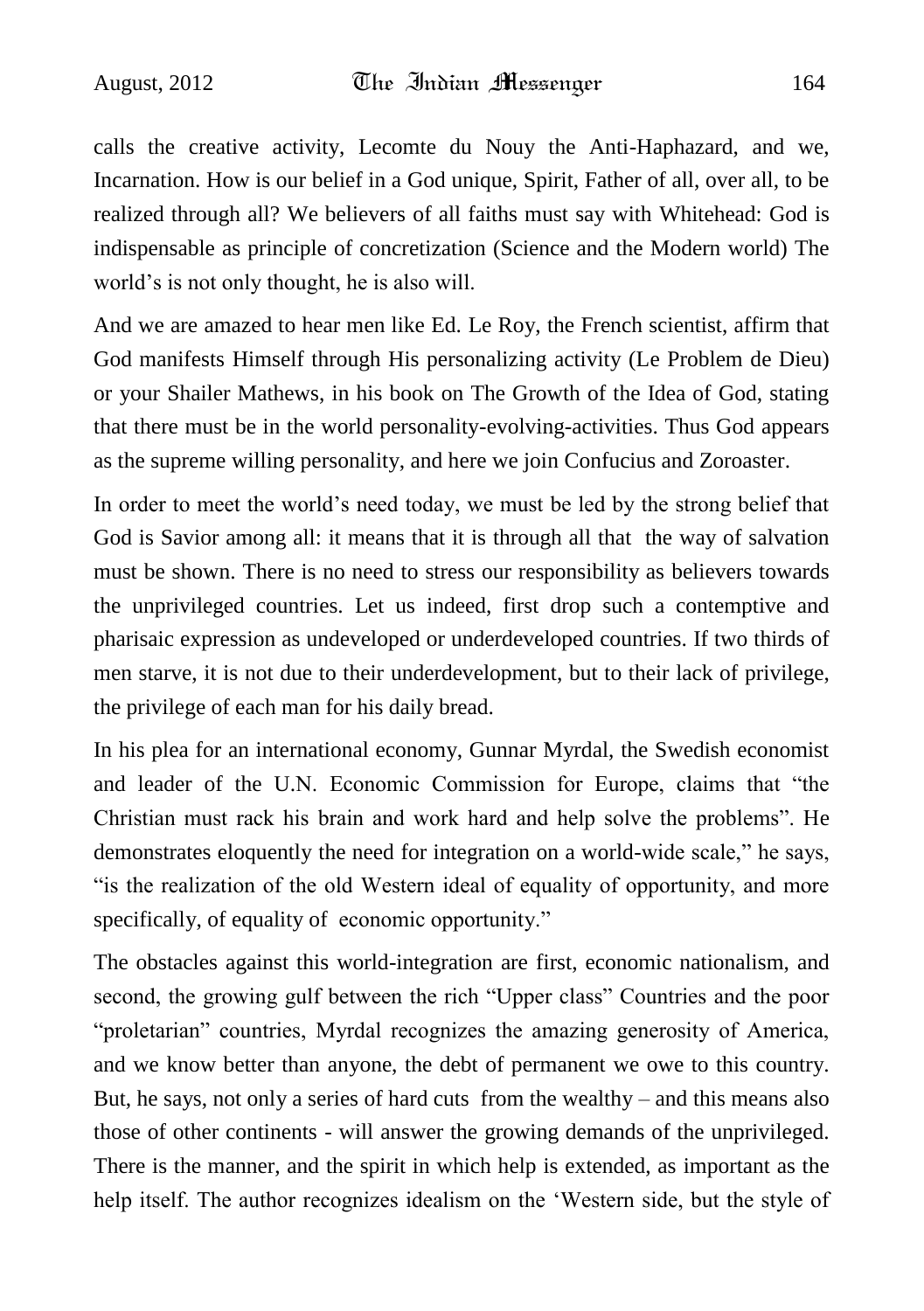calls the creative activity, Lecomte du Nouy the Anti-Haphazard, and we, Incarnation. How is our belief in a God unique, Spirit, Father of all, over all, to be realized through all? We believers of all faiths must say with Whitehead: God is indispensable as principle of concretization (Science and the Modern world) The world's is not only thought, he is also will.

And we are amazed to hear men like Ed. Le Roy, the French scientist, affirm that God manifests Himself through His personalizing activity (Le Problem de Dieu) or your Shailer Mathews, in his book on The Growth of the Idea of God, stating that there must be in the world personality-evolving-activities. Thus God appears as the supreme willing personality, and here we join Confucius and Zoroaster.

In order to meet the world's need today, we must be led by the strong belief that God is Savior among all: it means that it is through all that the way of salvation must be shown. There is no need to stress our responsibility as believers towards the unprivileged countries. Let us indeed, first drop such a contemptive and pharisaic expression as undeveloped or underdeveloped countries. If two thirds of men starve, it is not due to their underdevelopment, but to their lack of privilege, the privilege of each man for his daily bread.

In his plea for an international economy, Gunnar Myrdal, the Swedish economist and leader of the U.N. Economic Commission for Europe, claims that "the Christian must rack his brain and work hard and help solve the problems". He demonstrates eloquently the need for integration on a world-wide scale," he says, "is the realization of the old Western ideal of equality of opportunity, and more specifically, of equality of economic opportunity."

The obstacles against this world-integration are first, economic nationalism, and second, the growing gulf between the rich "Upper class" Countries and the poor "proletarian" countries, Myrdal recognizes the amazing generosity of America, and we know better than anyone, the debt of permanent we owe to this country. But, he says, not only a series of hard cuts from the wealthy – and this means also those of other continents - will answer the growing demands of the unprivileged. There is the manner, and the spirit in which help is extended, as important as the help itself. The author recognizes idealism on the 'Western side, but the style of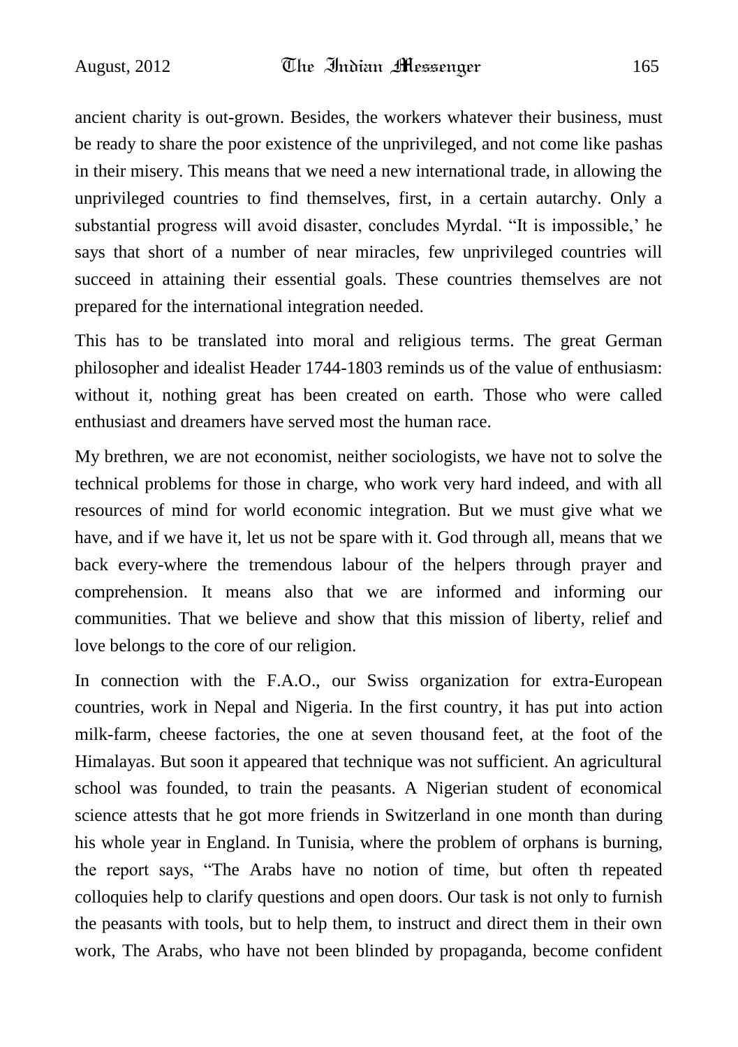ancient charity is out-grown. Besides, the workers whatever their business, must be ready to share the poor existence of the unprivileged, and not come like pashas in their misery. This means that we need a new international trade, in allowing the unprivileged countries to find themselves, first, in a certain autarchy. Only a substantial progress will avoid disaster, concludes Myrdal. "It is impossible,' he says that short of a number of near miracles, few unprivileged countries will succeed in attaining their essential goals. These countries themselves are not prepared for the international integration needed.

This has to be translated into moral and religious terms. The great German philosopher and idealist Header 1744-1803 reminds us of the value of enthusiasm: without it, nothing great has been created on earth. Those who were called enthusiast and dreamers have served most the human race.

My brethren, we are not economist, neither sociologists, we have not to solve the technical problems for those in charge, who work very hard indeed, and with all resources of mind for world economic integration. But we must give what we have, and if we have it, let us not be spare with it. God through all, means that we back every-where the tremendous labour of the helpers through prayer and comprehension. It means also that we are informed and informing our communities. That we believe and show that this mission of liberty, relief and love belongs to the core of our religion.

In connection with the F.A.O., our Swiss organization for extra-European countries, work in Nepal and Nigeria. In the first country, it has put into action milk-farm, cheese factories, the one at seven thousand feet, at the foot of the Himalayas. But soon it appeared that technique was not sufficient. An agricultural school was founded, to train the peasants. A Nigerian student of economical science attests that he got more friends in Switzerland in one month than during his whole year in England. In Tunisia, where the problem of orphans is burning, the report says, "The Arabs have no notion of time, but often th repeated colloquies help to clarify questions and open doors. Our task is not only to furnish the peasants with tools, but to help them, to instruct and direct them in their own work, The Arabs, who have not been blinded by propaganda, become confident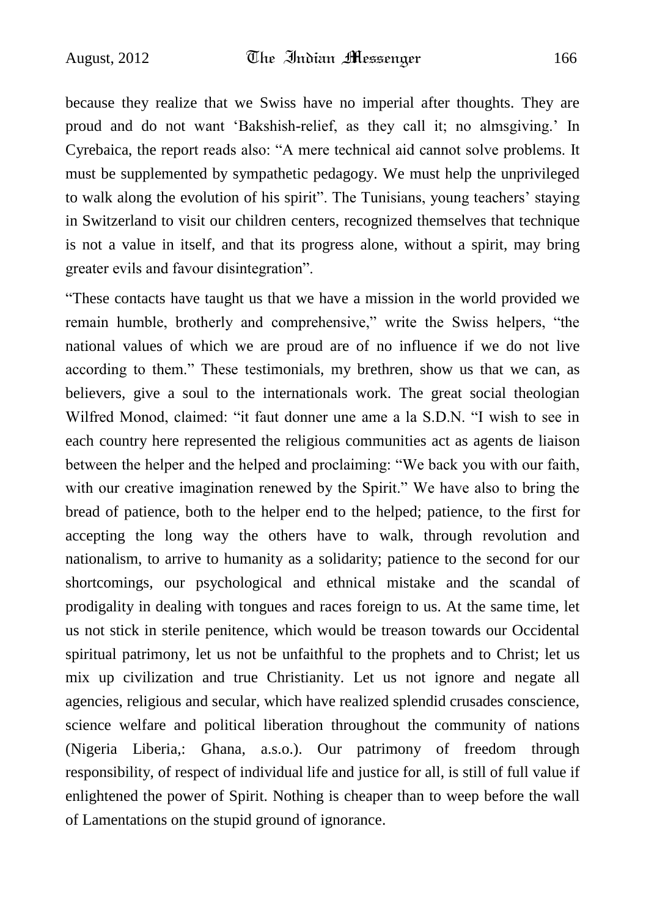because they realize that we Swiss have no imperial after thoughts. They are proud and do not want 'Bakshish-relief, as they call it; no almsgiving.' In Cyrebaica, the report reads also: "A mere technical aid cannot solve problems. It must be supplemented by sympathetic pedagogy. We must help the unprivileged to walk along the evolution of his spirit". The Tunisians, young teachers' staying in Switzerland to visit our children centers, recognized themselves that technique is not a value in itself, and that its progress alone, without a spirit, may bring greater evils and favour disintegration".

"These contacts have taught us that we have a mission in the world provided we remain humble, brotherly and comprehensive," write the Swiss helpers, "the national values of which we are proud are of no influence if we do not live according to them." These testimonials, my brethren, show us that we can, as believers, give a soul to the internationals work. The great social theologian Wilfred Monod, claimed: "it faut donner une ame a la S.D.N. "I wish to see in each country here represented the religious communities act as agents de liaison between the helper and the helped and proclaiming: "We back you with our faith, with our creative imagination renewed by the Spirit." We have also to bring the bread of patience, both to the helper end to the helped; patience, to the first for accepting the long way the others have to walk, through revolution and nationalism, to arrive to humanity as a solidarity; patience to the second for our shortcomings, our psychological and ethnical mistake and the scandal of prodigality in dealing with tongues and races foreign to us. At the same time, let us not stick in sterile penitence, which would be treason towards our Occidental spiritual patrimony, let us not be unfaithful to the prophets and to Christ; let us mix up civilization and true Christianity. Let us not ignore and negate all agencies, religious and secular, which have realized splendid crusades conscience, science welfare and political liberation throughout the community of nations (Nigeria Liberia,: Ghana, a.s.o.). Our patrimony of freedom through responsibility, of respect of individual life and justice for all, is still of full value if enlightened the power of Spirit. Nothing is cheaper than to weep before the wall of Lamentations on the stupid ground of ignorance.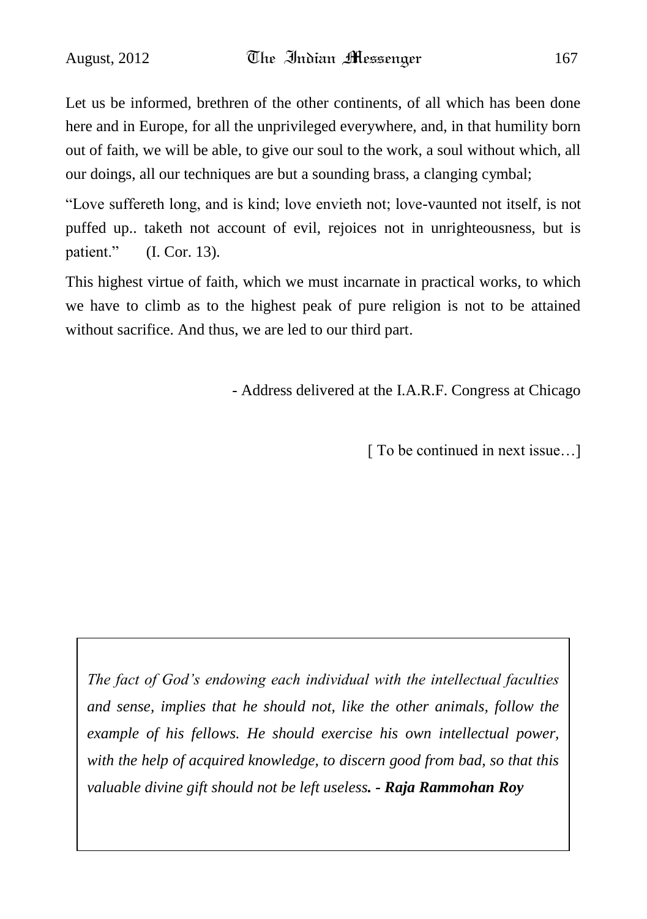Let us be informed, brethren of the other continents, of all which has been done here and in Europe, for all the unprivileged everywhere, and, in that humility born out of faith, we will be able, to give our soul to the work, a soul without which, all our doings, all our techniques are but a sounding brass, a clanging cymbal;

"Love suffereth long, and is kind; love envieth not; love-vaunted not itself, is not puffed up.. taketh not account of evil, rejoices not in unrighteousness, but is patient."  (I. Cor. 13).

This highest virtue of faith, which we must incarnate in practical works, to which we have to climb as to the highest peak of pure religion is not to be attained without sacrifice. And thus, we are led to our third part.

- Address delivered at the I.A.R.F. Congress at Chicago

[ To be continued in next issue…]

*The fact of God's endowing each individual with the intellectual faculties and sense, implies that he should not, like the other animals, follow the example of his fellows. He should exercise his own intellectual power, with the help of acquired knowledge, to discern good from bad, so that this valuable divine gift should not be left useless.* ***- Raja Rammohan Roy***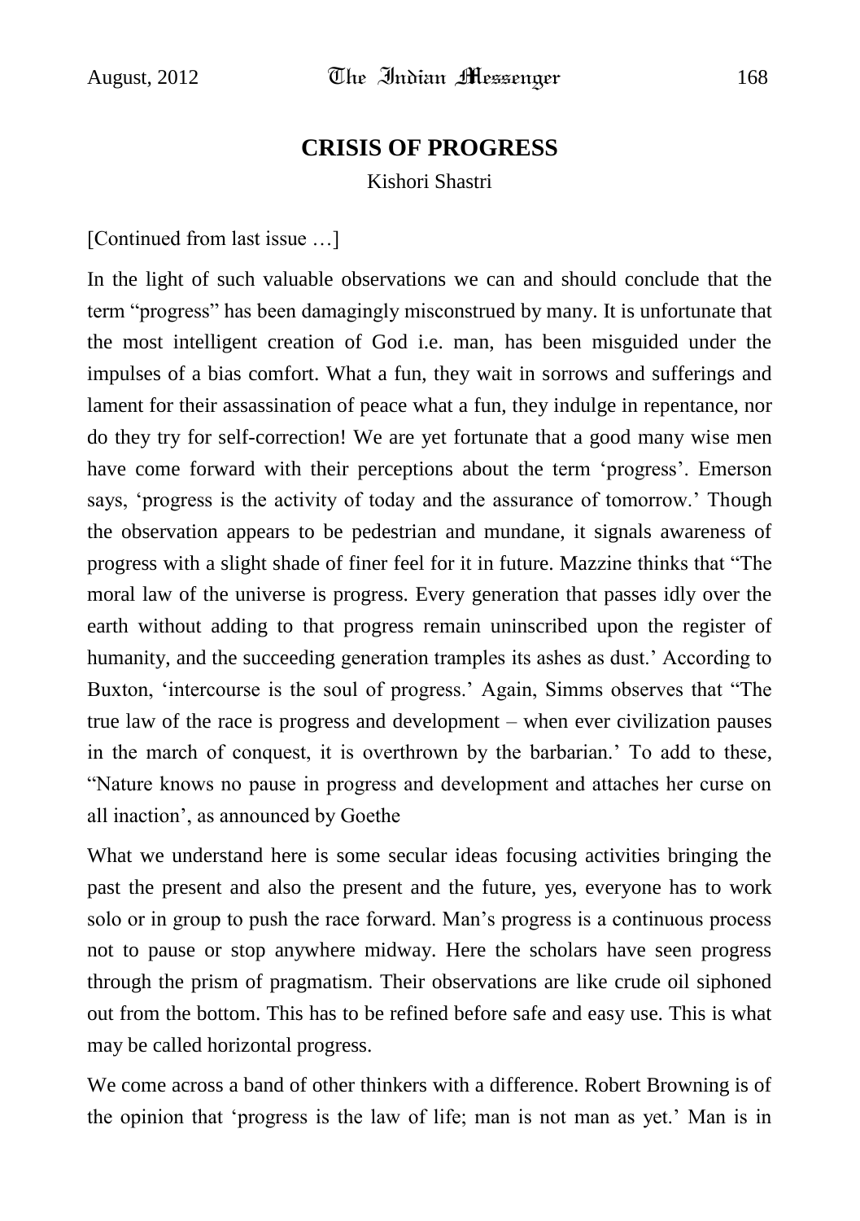## CRISIS OF PROGRESS

Kishori Shastri

[Continued from last issue …]

In the light of such valuable observations we can and should conclude that the term "progress" has been damagingly misconstrued by many. It is unfortunate that the most intelligent creation of God i.e. man, has been misguided under the impulses of a bias comfort. What a fun, they wait in sorrows and sufferings and lament for their assassination of peace what a fun, they indulge in repentance, nor do they try for self-correction! We are yet fortunate that a good many wise men have come forward with their perceptions about the term 'progress'. Emerson says, 'progress is the activity of today and the assurance of tomorrow.' Though the observation appears to be pedestrian and mundane, it signals awareness of progress with a slight shade of finer feel for it in future. Mazzine thinks that "The moral law of the universe is progress. Every generation that passes idly over the earth without adding to that progress remain uninscribed upon the register of humanity, and the succeeding generation tramples its ashes as dust.' According to Buxton, 'intercourse is the soul of progress.' Again, Simms observes that "The true law of the race is progress and development – when ever civilization pauses in the march of conquest, it is overthrown by the barbarian.' To add to these, "Nature knows no pause in progress and development and attaches her curse on all inaction', as announced by Goethe

What we understand here is some secular ideas focusing activities bringing the past the present and also the present and the future, yes, everyone has to work solo or in group to push the race forward. Man's progress is a continuous process not to pause or stop anywhere midway. Here the scholars have seen progress through the prism of pragmatism. Their observations are like crude oil siphoned out from the bottom. This has to be refined before safe and easy use. This is what may be called horizontal progress.

We come across a band of other thinkers with a difference. Robert Browning is of the opinion that 'progress is the law of life; man is not man as yet.' Man is in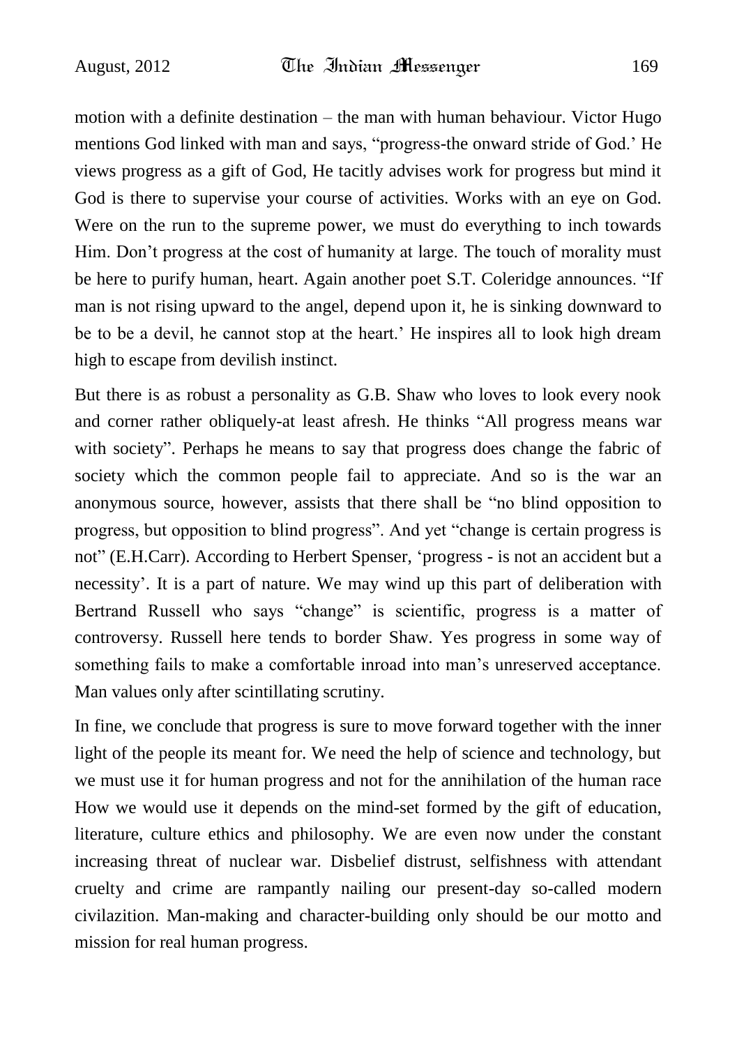motion with a definite destination – the man with human behaviour. Victor Hugo mentions God linked with man and says, "progress-the onward stride of God.' He views progress as a gift of God, He tacitly advises work for progress but mind it God is there to supervise your course of activities. Works with an eye on God. Were on the run to the supreme power, we must do everything to inch towards Him. Don't progress at the cost of humanity at large. The touch of morality must be here to purify human, heart. Again another poet S.T. Coleridge announces. "If man is not rising upward to the angel, depend upon it, he is sinking downward to be to be a devil, he cannot stop at the heart.' He inspires all to look high dream high to escape from devilish instinct.

But there is as robust a personality as G.B. Shaw who loves to look every nook and corner rather obliquely-at least afresh. He thinks "All progress means war with society". Perhaps he means to say that progress does change the fabric of society which the common people fail to appreciate. And so is the war an anonymous source, however, assists that there shall be "no blind opposition to progress, but opposition to blind progress". And yet "change is certain progress is not" (E.H.Carr). According to Herbert Spenser, 'progress - is not an accident but a necessity'. It is a part of nature. We may wind up this part of deliberation with Bertrand Russell who says "change" is scientific, progress is a matter of controversy. Russell here tends to border Shaw. Yes progress in some way of something fails to make a comfortable inroad into man's unreserved acceptance. Man values only after scintillating scrutiny.

In fine, we conclude that progress is sure to move forward together with the inner light of the people its meant for. We need the help of science and technology, but we must use it for human progress and not for the annihilation of the human race How we would use it depends on the mind-set formed by the gift of education, literature, culture ethics and philosophy. We are even now under the constant increasing threat of nuclear war. Disbelief distrust, selfishness with attendant cruelty and crime are rampantly nailing our present-day so-called modern civilazition. Man-making and character-building only should be our motto and mission for real human progress.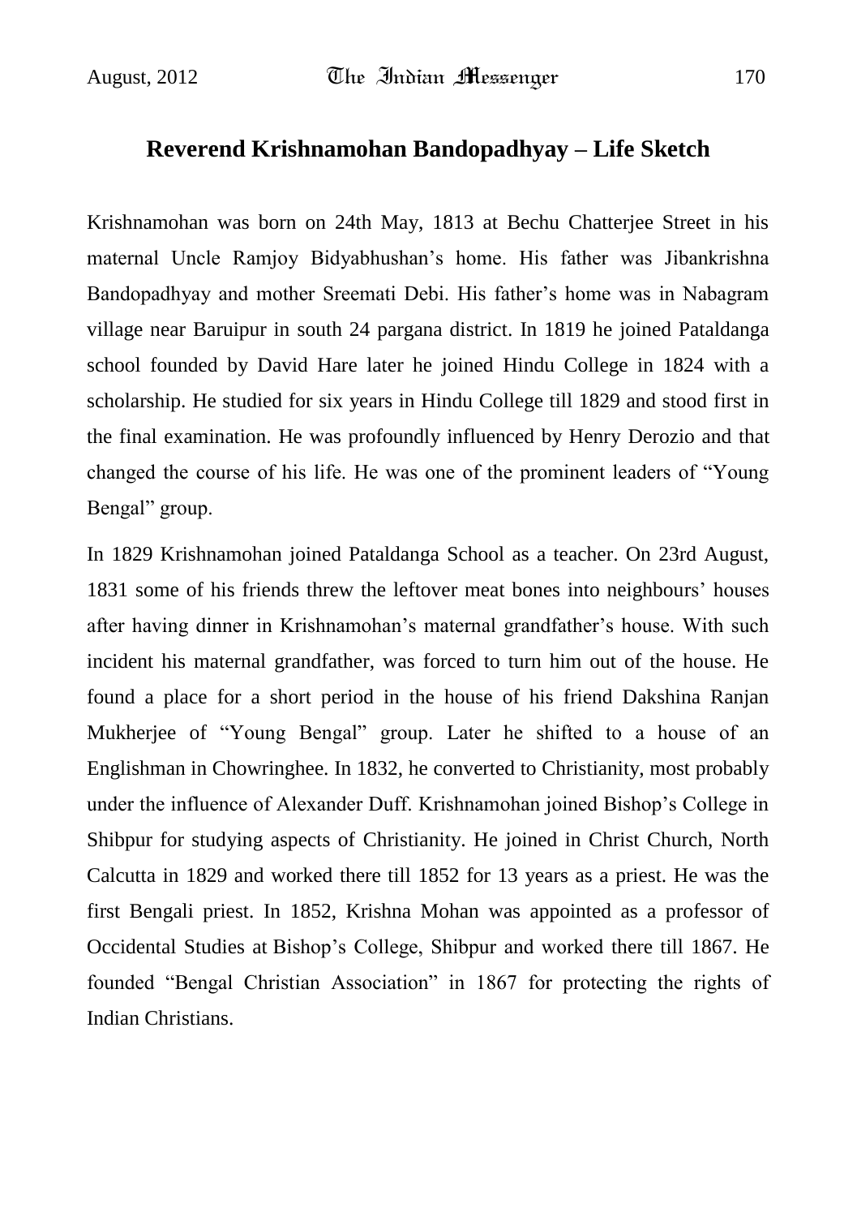## Reverend Krishnamohan Bandopadhyay – Life Sketch

Krishnamohan was born on 24th May, 1813 at Bechu Chatterjee Street in his maternal Uncle Ramjoy Bidyabhushan's home. His father was Jibankrishna Bandopadhyay and mother Sreemati Debi. His father's home was in Nabagram village near Baruipur in south 24 pargana district. In 1819 he joined Pataldanga school founded by David Hare later he joined Hindu College in 1824 with a scholarship. He studied for six years in Hindu College till 1829 and stood first in the final examination. He was profoundly influenced by Henry Derozio and that changed the course of his life. He was one of the prominent leaders of "Young Bengal" group.

In 1829 Krishnamohan joined Pataldanga School as a teacher. On 23rd August, 1831 some of his friends threw the leftover meat bones into neighbours' houses after having dinner in Krishnamohan's maternal grandfather's house. With such incident his maternal grandfather, was forced to turn him out of the house. He found a place for a short period in the house of his friend Dakshina Ranjan Mukherjee of "Young Bengal" group. Later he shifted to a house of an Englishman in Chowringhee. In 1832, he converted to Christianity, most probably under the influence of Alexander Duff. Krishnamohan joined Bishop's College in Shibpur for studying aspects of Christianity. He joined in Christ Church, North Calcutta in 1829 and worked there till 1852 for 13 years as a priest. He was the first Bengali priest. In 1852, Krishna Mohan was appointed as a professor of Occidental Studies at Bishop's College, Shibpur and worked there till 1867. He founded "Bengal Christian Association" in 1867 for protecting the rights of Indian Christians.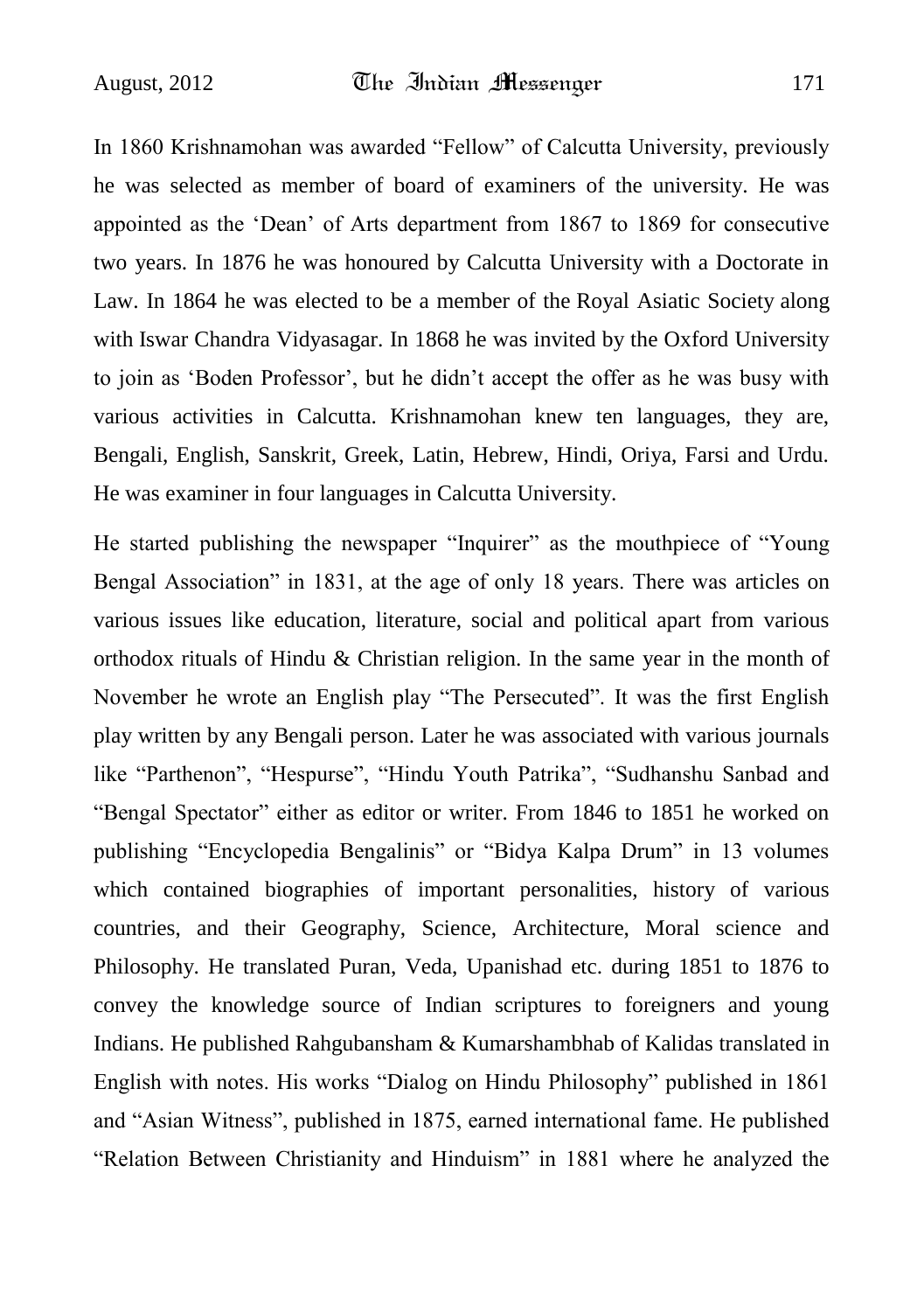In 1860 Krishnamohan was awarded "Fellow" of Calcutta University, previously he was selected as member of board of examiners of the university. He was appointed as the 'Dean' of Arts department from 1867 to 1869 for consecutive two years. In 1876 he was honoured by Calcutta University with a Doctorate in Law. In 1864 he was elected to be a member of the Royal Asiatic Society along with Iswar Chandra Vidyasagar. In 1868 he was invited by the Oxford University to join as 'Boden Professor', but he didn't accept the offer as he was busy with various activities in Calcutta. Krishnamohan knew ten languages, they are, Bengali, English, Sanskrit, Greek, Latin, Hebrew, Hindi, Oriya, Farsi and Urdu. He was examiner in four languages in Calcutta University.

He started publishing the newspaper "Inquirer" as the mouthpiece of "Young Bengal Association" in 1831, at the age of only 18 years. There was articles on various issues like education, literature, social and political apart from various orthodox rituals of Hindu & Christian religion. In the same year in the month of November he wrote an English play "The Persecuted". It was the first English play written by any Bengali person. Later he was associated with various journals like "Parthenon", "Hespurse", "Hindu Youth Patrika", "Sudhanshu Sanbad and "Bengal Spectator" either as editor or writer. From 1846 to 1851 he worked on publishing "Encyclopedia Bengalinis" or "Bidya Kalpa Drum" in 13 volumes which contained biographies of important personalities, history of various countries, and their Geography, Science, Architecture, Moral science and Philosophy. He translated Puran, Veda, Upanishad etc. during 1851 to 1876 to convey the knowledge source of Indian scriptures to foreigners and young Indians. He published Rahgubansham & Kumarshambhab of Kalidas translated in English with notes. His works "Dialog on Hindu Philosophy" published in 1861 and "Asian Witness", published in 1875, earned international fame. He published "Relation Between Christianity and Hinduism" in 1881 where he analyzed the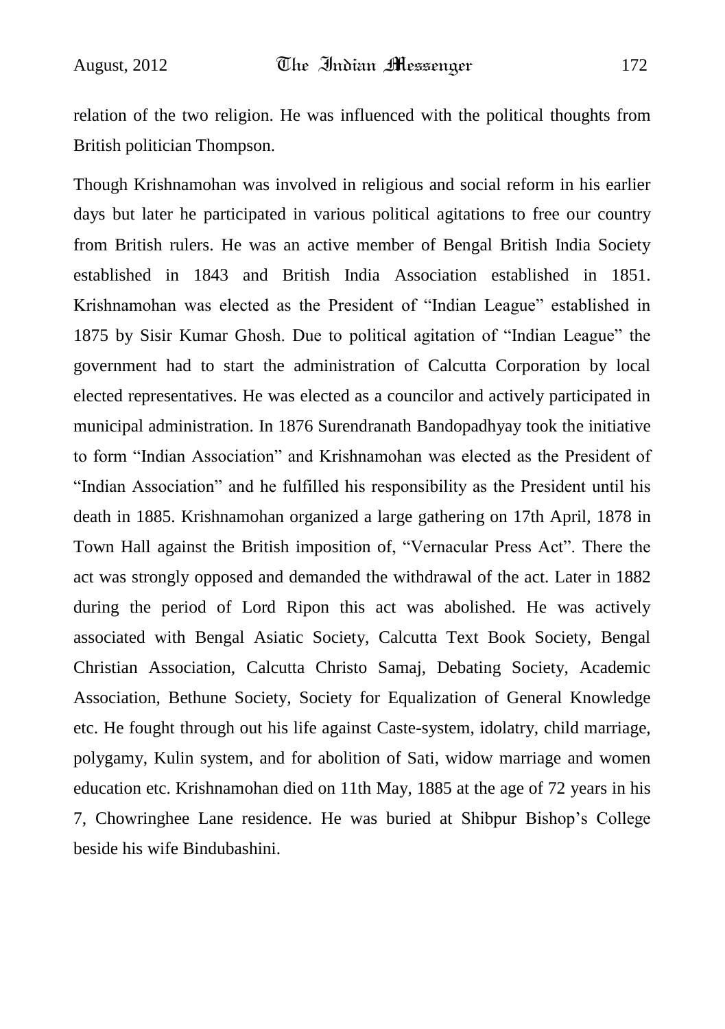relation of the two religion. He was influenced with the political thoughts from British politician Thompson.

Though Krishnamohan was involved in religious and social reform in his earlier days but later he participated in various political agitations to free our country from British rulers. He was an active member of Bengal British India Society established in 1843 and British India Association established in 1851. Krishnamohan was elected as the President of "Indian League" established in 1875 by Sisir Kumar Ghosh. Due to political agitation of "Indian League" the government had to start the administration of Calcutta Corporation by local elected representatives. He was elected as a councilor and actively participated in municipal administration. In 1876 Surendranath Bandopadhyay took the initiative to form "Indian Association" and Krishnamohan was elected as the President of "Indian Association" and he fulfilled his responsibility as the President until his death in 1885. Krishnamohan organized a large gathering on 17th April, 1878 in Town Hall against the British imposition of, "Vernacular Press Act". There the act was strongly opposed and demanded the withdrawal of the act. Later in 1882 during the period of Lord Ripon this act was abolished. He was actively associated with Bengal Asiatic Society, Calcutta Text Book Society, Bengal Christian Association, Calcutta Christo Samaj, Debating Society, Academic Association, Bethune Society, Society for Equalization of General Knowledge etc. He fought through out his life against Caste-system, idolatry, child marriage, polygamy, Kulin system, and for abolition of Sati, widow marriage and women education etc. Krishnamohan died on 11th May, 1885 at the age of 72 years in his 7, Chowringhee Lane residence. He was buried at Shibpur Bishop's College beside his wife Bindubashini.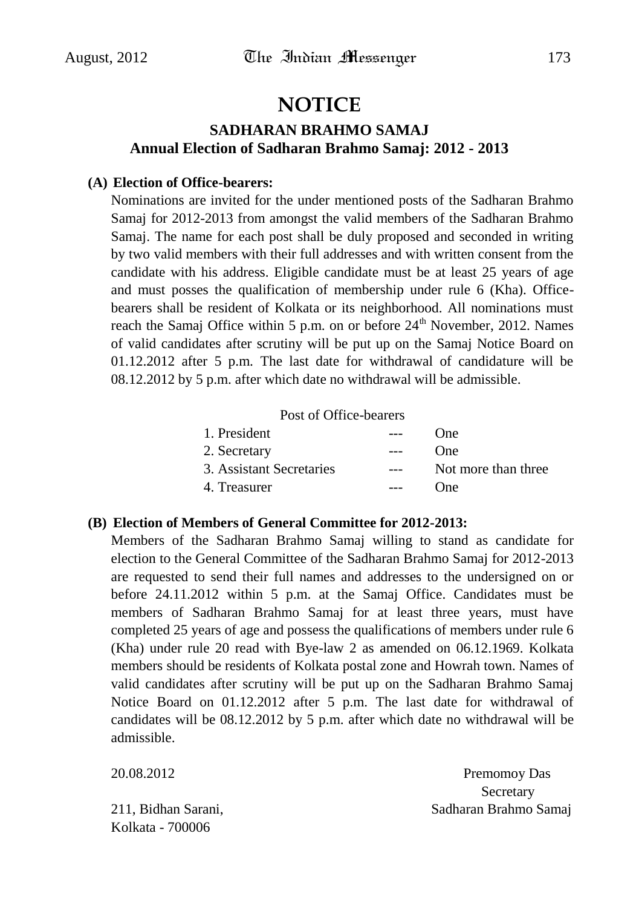# NOTICE

## SADHARAN BRAHMO SAMAJ

### Annual Election of Sadharan Brahmo Samaj: 2012 - 2013

**(A) Election of Office-bearers:**

Nominations are invited for the under mentioned posts of the Sadharan Brahmo Samaj for 2012-2013 from amongst the valid members of the Sadharan Brahmo Samaj. The name for each post shall be duly proposed and seconded in writing by two valid members with their full addresses and with written consent from the candidate with his address. Eligible candidate must be at least 25 years of age and must posses the qualification of membership under rule 6 (Kha). Office-bearers shall be resident of Kolkata or its neighborhood. All nominations must reach the Samaj Office within 5 p.m. on or before 24th November, 2012. Names of valid candidates after scrutiny will be put up on the Samaj Notice Board on 01.12.2012 after 5 p.m. The last date for withdrawal of candidature will be 08.12.2012 by 5 p.m. after which date no withdrawal will be admissible.

| Post of Office-bearers | | |
|---|---|---|
| 1. President | --- | One |
| 2. Secretary | --- | One |
| 3. Assistant Secretaries | --- | Not more than three |
| 4. Treasurer | --- | One |

**(B) Election of Members of General Committee for 2012-2013:**

Members of the Sadharan Brahmo Samaj willing to stand as candidate for election to the General Committee of the Sadharan Brahmo Samaj for 2012-2013 are requested to send their full names and addresses to the undersigned on or before 24.11.2012 within 5 p.m. at the Samaj Office. Candidates must be members of Sadharan Brahmo Samaj for at least three years, must have completed 25 years of age and possess the qualifications of members under rule 6 (Kha) under rule 20 read with Bye-law 2 as amended on 06.12.1969. Kolkata members should be residents of Kolkata postal zone and Howrah town. Names of valid candidates after scrutiny will be put up on the Sadharan Brahmo Samaj Notice Board on 01.12.2012 after 5 p.m. The last date for withdrawal of candidates will be 08.12.2012 by 5 p.m. after which date no withdrawal will be admissible.

20.08.2012

211, Bidhan Sarani,
Kolkata - 700006

Premomoy Das
Secretary
Sadharan Brahmo Samaj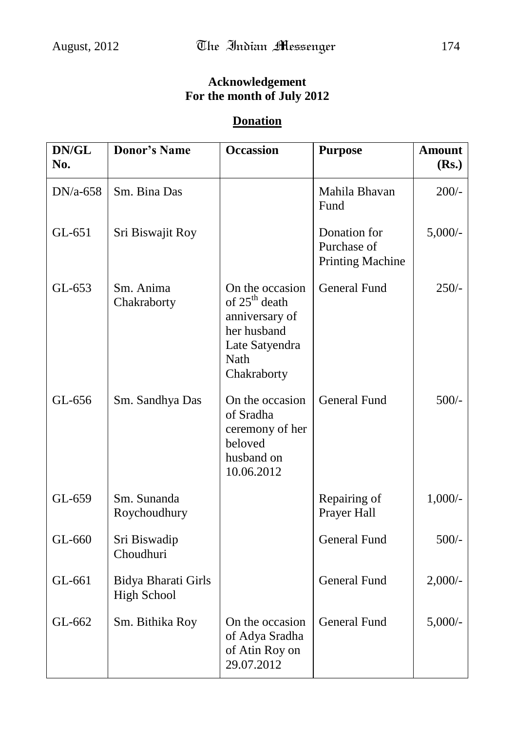**Acknowledgement**
**For the month of July 2012**

## Donation

| DN/GL No. | Donor's Name | Occassion | Purpose | Amount (Rs.) |
|---|---|---|---|---|
| DN/a-658 | Sm. Bina Das | | Mahila Bhavan Fund | 200/- |
| GL-651 | Sri Biswajit Roy | | Donation for Purchase of Printing Machine | 5,000/- |
| GL-653 | Sm. Anima Chakraborty | On the occasion of 25th death anniversary of her husband Late Satyendra Nath Chakraborty | General Fund | 250/- |
| GL-656 | Sm. Sandhya Das | On the occasion of Sradha ceremony of her beloved husband on 10.06.2012 | General Fund | 500/- |
| GL-659 | Sm. Sunanda Roychoudhury | | Repairing of Prayer Hall | 1,000/- |
| GL-660 | Sri Biswadip Choudhuri | | General Fund | 500/- |
| GL-661 | Bidya Bharati Girls High School | | General Fund | 2,000/- |
| GL-662 | Sm. Bithika Roy | On the occasion of Adya Sradha of Atin Roy on 29.07.2012 | General Fund | 5,000/- |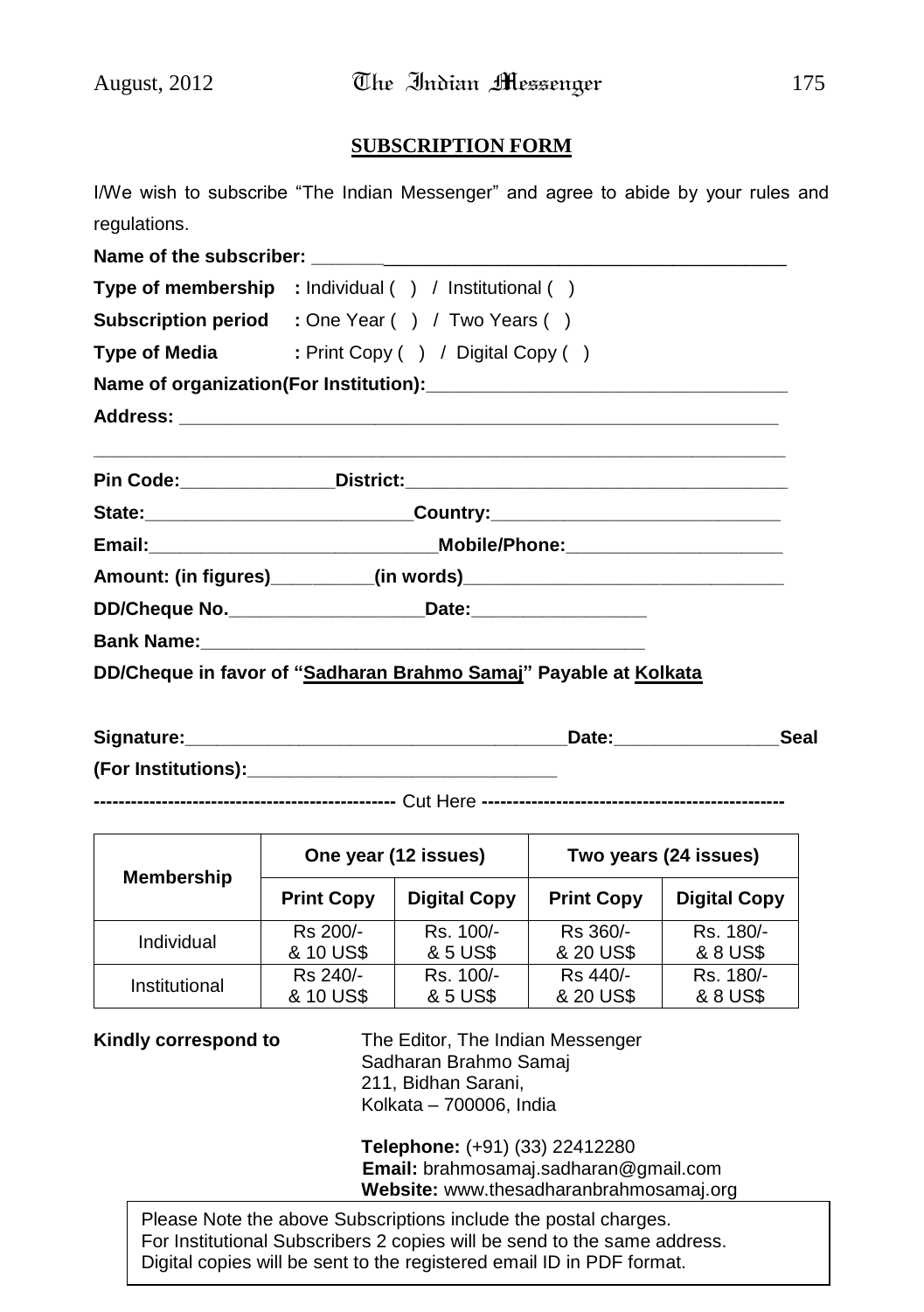## SUBSCRIPTION FORM

I/We wish to subscribe "The Indian Messenger" and agree to abide by your rules and regulations.

**Name of the subscriber:** ______________________________________________

**Type of membership** : Individual ( ) / Institutional ( )

**Subscription period** : One Year ( ) / Two Years ( )

**Type of Media** : Print Copy ( ) / Digital Copy ( )

**Name of organization(For Institution):** ___________________________________

**Address:** _____________________________________________________________

_____________________________________________________________________

**Pin Code:**_______________**District:**______________________________________

**State:**__________________________**Country:**____________________________

**Email:**____________________________**Mobile/Phone:**_____________________

**Amount: (in figures)**__________**(in words)**________________________________

**DD/Cheque No.**___________________**Date:**_________________

**Bank Name:**_____________________________________________

**DD/Cheque in favor of "Sadharan Brahmo Samaj" Payable at Kolkata**

**Signature:**_____________________________________**Date:**________________**Seal**

**(For Institutions):**______________________________

------------------------------------------------- Cut Here -------------------------------------------------

| Membership | One year (12 issues) | | Two years (24 issues) | |
|---|---|---|---|---|
| | **Print Copy** | **Digital Copy** | **Print Copy** | **Digital Copy** |
| Individual | Rs 200/- & 10 US$ | Rs. 100/- & 5 US$ | Rs 360/- & 20 US$ | Rs. 180/- & 8 US$ |
| Institutional | Rs 240/- & 10 US$ | Rs. 100/- & 5 US$ | Rs 440/- & 20 US$ | Rs. 180/- & 8 US$ |

**Kindly correspond to**

The Editor, The Indian Messenger
Sadharan Brahmo Samaj
211, Bidhan Sarani,
Kolkata – 700006, India

**Telephone:** (+91) (33) 22412280
**Email:** brahmosamaj.sadharan@gmail.com
**Website:** www.thesadharanbrahmosamaj.org

Please Note the above Subscriptions include the postal charges.
For Institutional Subscribers 2 copies will be send to the same address.
Digital copies will be sent to the registered email ID in PDF format.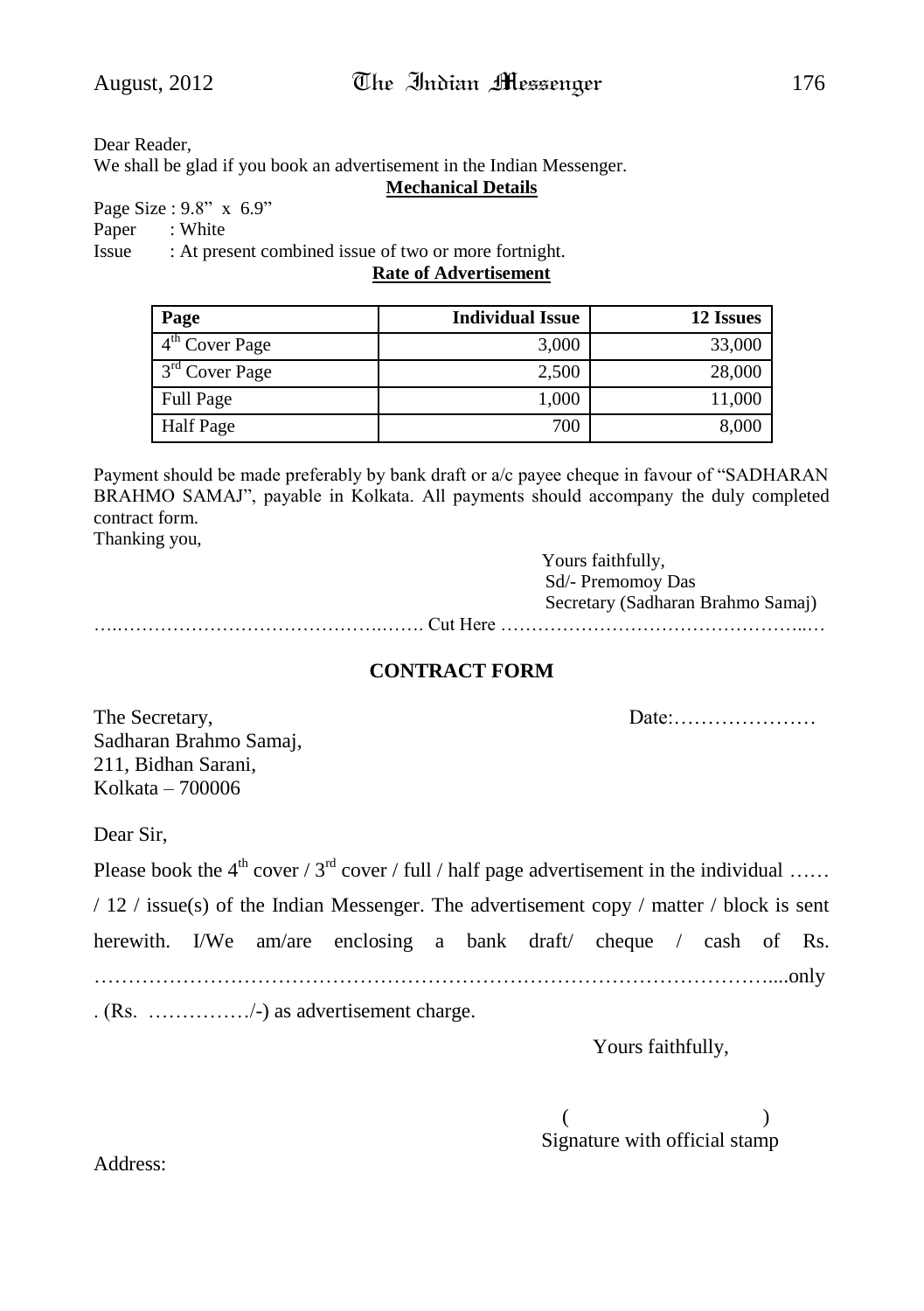Dear Reader,

We shall be glad if you book an advertisement in the Indian Messenger.

**Mechanical Details**

Page Size : 9.8” x 6.9”

Paper : White

Issue : At present combined issue of two or more fortnight.

**Rate of Advertisement**

| Page | Individual Issue | 12 Issues |
|---|---|---|
| 4th Cover Page | 3,000 | 33,000 |
| 3rd Cover Page | 2,500 | 28,000 |
| Full Page | 1,000 | 11,000 |
| Half Page | 700 | 8,000 |

Payment should be made preferably by bank draft or a/c payee cheque in favour of “SADHARAN BRAHMO SAMAJ”, payable in Kolkata. All payments should accompany the duly completed contract form.

Thanking you,

Yours faithfully,
Sd/- Premomoy Das
Secretary (Sadharan Brahmo Samaj)

…………………………………………. Cut Here …………………………………………

## CONTRACT FORM

The Secretary,
Sadharan Brahmo Samaj,
211, Bidhan Sarani,
Kolkata – 700006

Date:…………………

Dear Sir,

Please book the 4th cover / 3rd cover / full / half page advertisement in the individual …… / 12 / issue(s) of the Indian Messenger. The advertisement copy / matter / block is sent herewith. I/We am/are enclosing a bank draft/ cheque / cash of Rs. ……………………………………………………………………………………….....only . (Rs. ……………/-) as advertisement charge.

Yours faithfully,

( )
Signature with official stamp

Address: